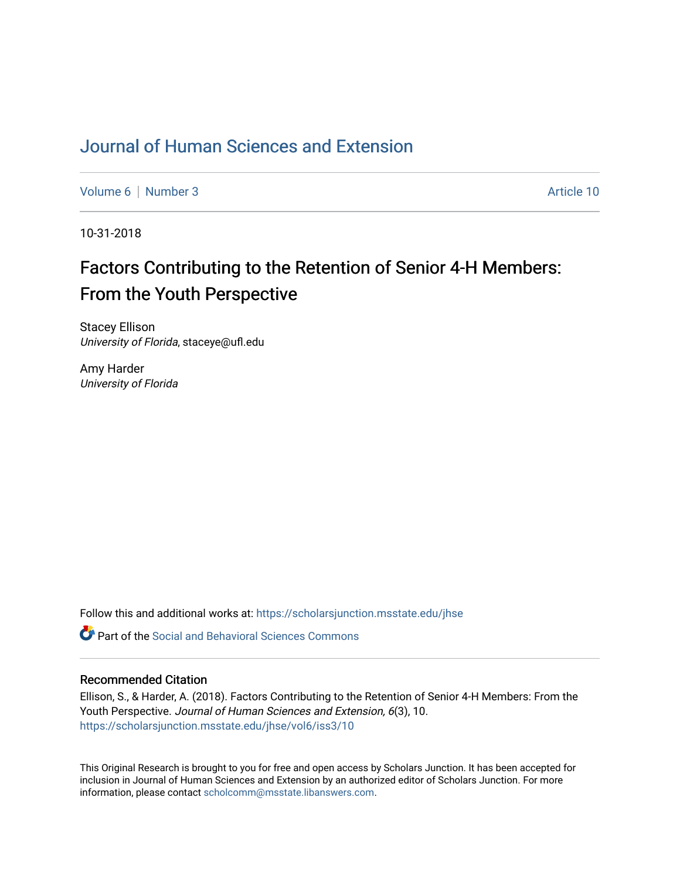# Journal of Human Sciences and Extension

Volume 6 | Number 3 Article 10

10-31-2018

## Factors Contributing to the Retention of Senior 4-H Members: From the Youth Perspective

Stacey Ellison
*University of Florida*, staceye@ufl.edu

Amy Harder
*University of Florida*

Follow this and additional works at: https://scholarsjunction.msstate.edu/jhse

Part of the Social and Behavioral Sciences Commons

### Recommended Citation

Ellison, S., & Harder, A. (2018). Factors Contributing to the Retention of Senior 4-H Members: From the Youth Perspective. *Journal of Human Sciences and Extension, 6*(3), 10. https://scholarsjunction.msstate.edu/jhse/vol6/iss3/10

This Original Research is brought to you for free and open access by Scholars Junction. It has been accepted for inclusion in Journal of Human Sciences and Extension by an authorized editor of Scholars Junction. For more information, please contact scholcomm@msstate.libanswers.com.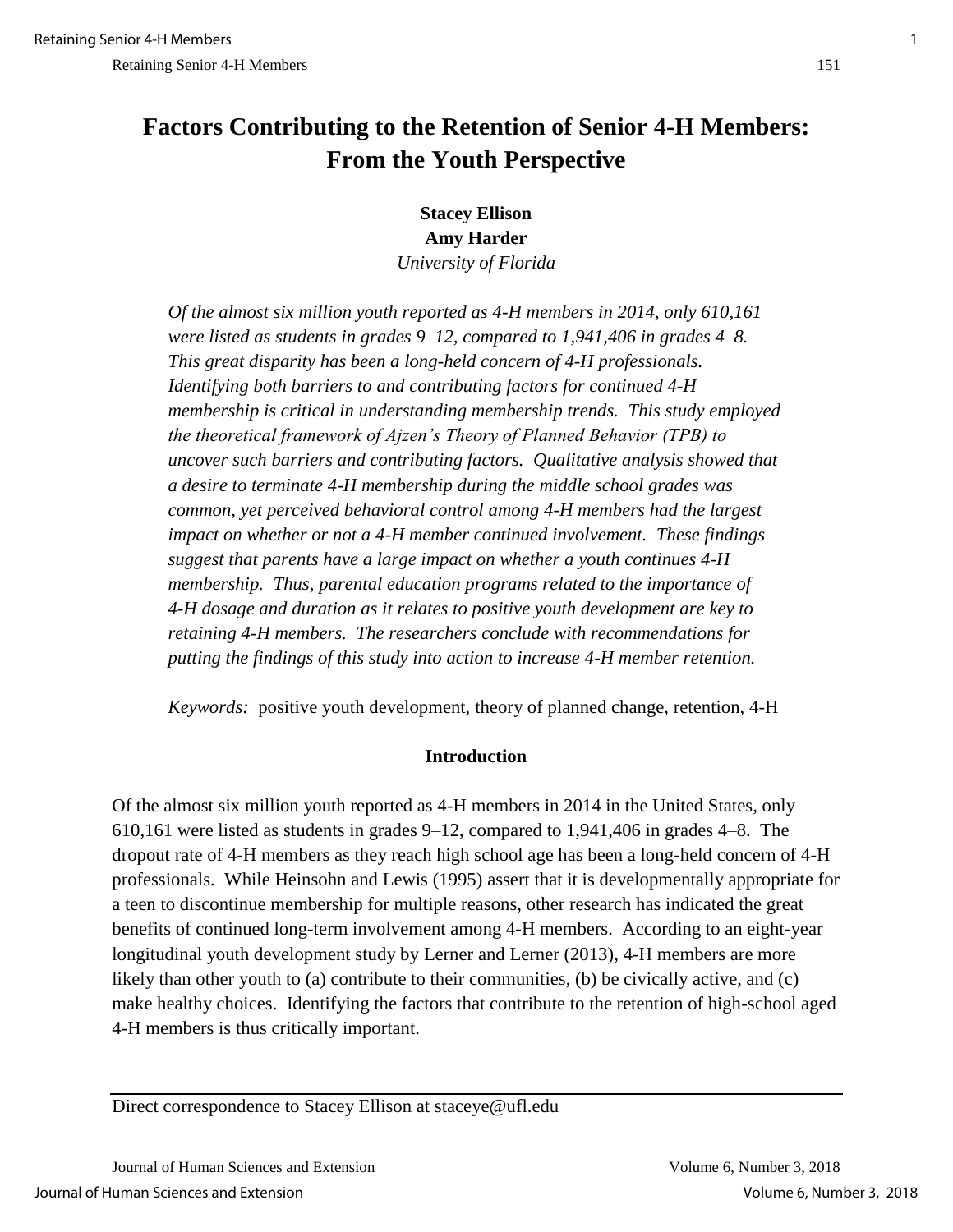# Factors Contributing to the Retention of Senior 4-H Members: From the Youth Perspective

**Stacey Ellison**
**Amy Harder**
*University of Florida*

*Of the almost six million youth reported as 4-H members in 2014, only 610,161 were listed as students in grades 9–12, compared to 1,941,406 in grades 4–8. This great disparity has been a long-held concern of 4-H professionals. Identifying both barriers to and contributing factors for continued 4-H membership is critical in understanding membership trends. This study employed the theoretical framework of Ajzen's Theory of Planned Behavior (TPB) to uncover such barriers and contributing factors. Qualitative analysis showed that a desire to terminate 4-H membership during the middle school grades was common, yet perceived behavioral control among 4-H members had the largest impact on whether or not a 4-H member continued involvement. These findings suggest that parents have a large impact on whether a youth continues 4-H membership. Thus, parental education programs related to the importance of 4-H dosage and duration as it relates to positive youth development are key to retaining 4-H members. The researchers conclude with recommendations for putting the findings of this study into action to increase 4-H member retention.*

*Keywords:* positive youth development, theory of planned change, retention, 4-H

## Introduction

Of the almost six million youth reported as 4-H members in 2014 in the United States, only 610,161 were listed as students in grades 9–12, compared to 1,941,406 in grades 4–8. The dropout rate of 4-H members as they reach high school age has been a long-held concern of 4-H professionals. While Heinsohn and Lewis (1995) assert that it is developmentally appropriate for a teen to discontinue membership for multiple reasons, other research has indicated the great benefits of continued long-term involvement among 4-H members. According to an eight-year longitudinal youth development study by Lerner and Lerner (2013), 4-H members are more likely than other youth to (a) contribute to their communities, (b) be civically active, and (c) make healthy choices. Identifying the factors that contribute to the retention of high-school aged 4-H members is thus critically important.

---

Direct correspondence to Stacey Ellison at staceye@ufl.edu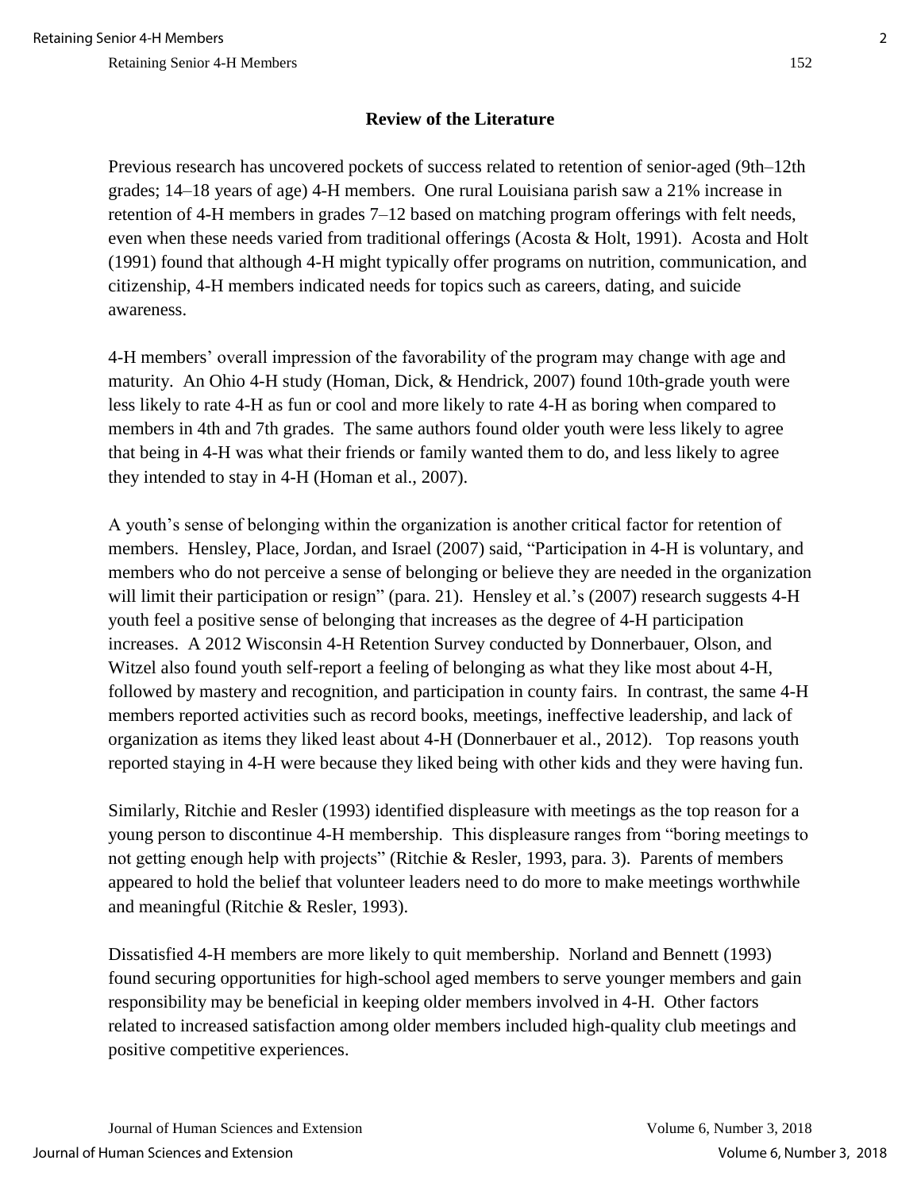## Review of the Literature

Previous research has uncovered pockets of success related to retention of senior-aged (9th–12th grades; 14–18 years of age) 4-H members. One rural Louisiana parish saw a 21% increase in retention of 4-H members in grades 7–12 based on matching program offerings with felt needs, even when these needs varied from traditional offerings (Acosta & Holt, 1991). Acosta and Holt (1991) found that although 4-H might typically offer programs on nutrition, communication, and citizenship, 4-H members indicated needs for topics such as careers, dating, and suicide awareness.

4-H members' overall impression of the favorability of the program may change with age and maturity. An Ohio 4-H study (Homan, Dick, & Hendrick, 2007) found 10th-grade youth were less likely to rate 4-H as fun or cool and more likely to rate 4-H as boring when compared to members in 4th and 7th grades. The same authors found older youth were less likely to agree that being in 4-H was what their friends or family wanted them to do, and less likely to agree they intended to stay in 4-H (Homan et al., 2007).

A youth's sense of belonging within the organization is another critical factor for retention of members. Hensley, Place, Jordan, and Israel (2007) said, "Participation in 4-H is voluntary, and members who do not perceive a sense of belonging or believe they are needed in the organization will limit their participation or resign" (para. 21). Hensley et al.'s (2007) research suggests 4-H youth feel a positive sense of belonging that increases as the degree of 4-H participation increases. A 2012 Wisconsin 4-H Retention Survey conducted by Donnerbauer, Olson, and Witzel also found youth self-report a feeling of belonging as what they like most about 4-H, followed by mastery and recognition, and participation in county fairs. In contrast, the same 4-H members reported activities such as record books, meetings, ineffective leadership, and lack of organization as items they liked least about 4-H (Donnerbauer et al., 2012). Top reasons youth reported staying in 4-H were because they liked being with other kids and they were having fun.

Similarly, Ritchie and Resler (1993) identified displeasure with meetings as the top reason for a young person to discontinue 4-H membership. This displeasure ranges from "boring meetings to not getting enough help with projects" (Ritchie & Resler, 1993, para. 3). Parents of members appeared to hold the belief that volunteer leaders need to do more to make meetings worthwhile and meaningful (Ritchie & Resler, 1993).

Dissatisfied 4-H members are more likely to quit membership. Norland and Bennett (1993) found securing opportunities for high-school aged members to serve younger members and gain responsibility may be beneficial in keeping older members involved in 4-H. Other factors related to increased satisfaction among older members included high-quality club meetings and positive competitive experiences.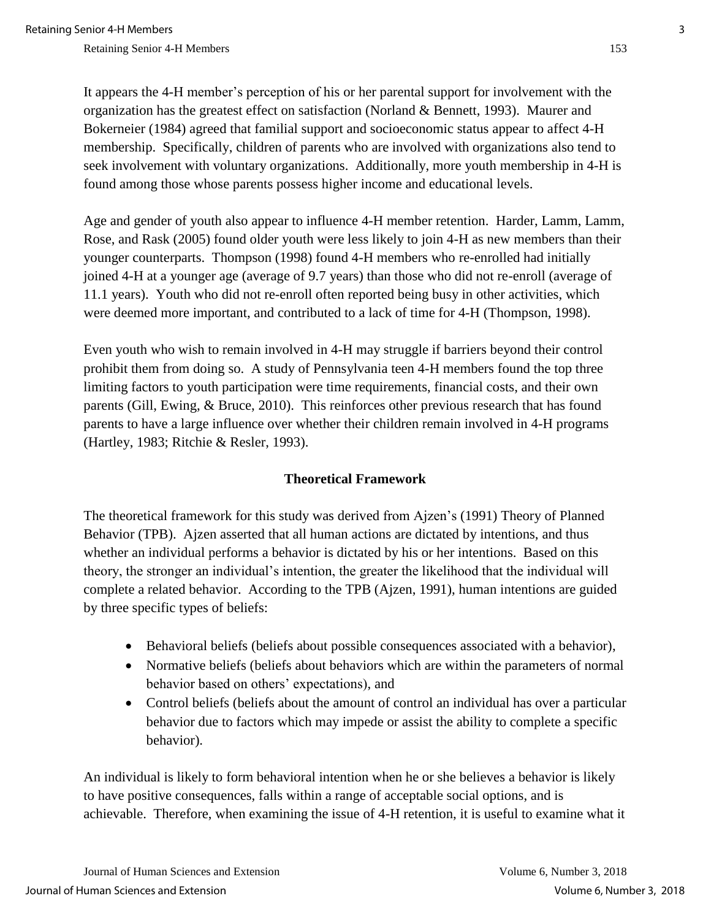It appears the 4-H member's perception of his or her parental support for involvement with the organization has the greatest effect on satisfaction (Norland & Bennett, 1993). Maurer and Bokerneier (1984) agreed that familial support and socioeconomic status appear to affect 4-H membership. Specifically, children of parents who are involved with organizations also tend to seek involvement with voluntary organizations. Additionally, more youth membership in 4-H is found among those whose parents possess higher income and educational levels.

Age and gender of youth also appear to influence 4-H member retention. Harder, Lamm, Lamm, Rose, and Rask (2005) found older youth were less likely to join 4-H as new members than their younger counterparts. Thompson (1998) found 4-H members who re-enrolled had initially joined 4-H at a younger age (average of 9.7 years) than those who did not re-enroll (average of 11.1 years). Youth who did not re-enroll often reported being busy in other activities, which were deemed more important, and contributed to a lack of time for 4-H (Thompson, 1998).

Even youth who wish to remain involved in 4-H may struggle if barriers beyond their control prohibit them from doing so. A study of Pennsylvania teen 4-H members found the top three limiting factors to youth participation were time requirements, financial costs, and their own parents (Gill, Ewing, & Bruce, 2010). This reinforces other previous research that has found parents to have a large influence over whether their children remain involved in 4-H programs (Hartley, 1983; Ritchie & Resler, 1993).

## Theoretical Framework

The theoretical framework for this study was derived from Ajzen's (1991) Theory of Planned Behavior (TPB). Ajzen asserted that all human actions are dictated by intentions, and thus whether an individual performs a behavior is dictated by his or her intentions. Based on this theory, the stronger an individual's intention, the greater the likelihood that the individual will complete a related behavior. According to the TPB (Ajzen, 1991), human intentions are guided by three specific types of beliefs:

- Behavioral beliefs (beliefs about possible consequences associated with a behavior),
- Normative beliefs (beliefs about behaviors which are within the parameters of normal behavior based on others' expectations), and
- Control beliefs (beliefs about the amount of control an individual has over a particular behavior due to factors which may impede or assist the ability to complete a specific behavior).

An individual is likely to form behavioral intention when he or she believes a behavior is likely to have positive consequences, falls within a range of acceptable social options, and is achievable. Therefore, when examining the issue of 4-H retention, it is useful to examine what it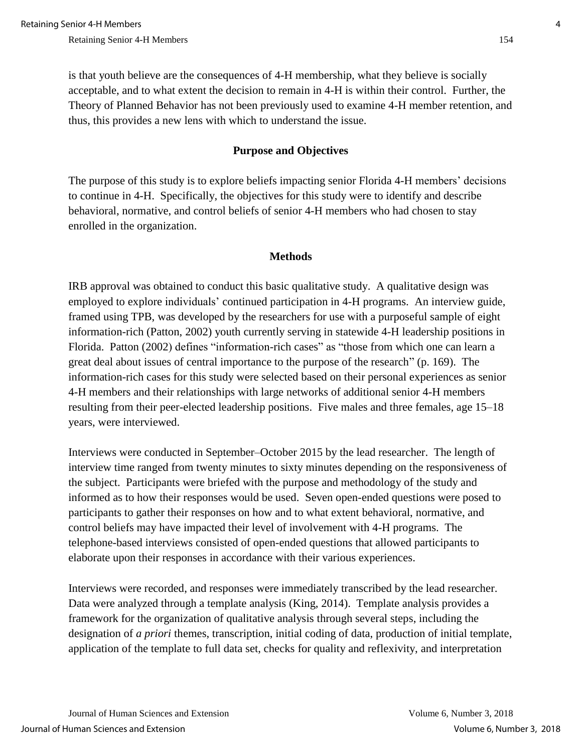is that youth believe are the consequences of 4-H membership, what they believe is socially acceptable, and to what extent the decision to remain in 4-H is within their control. Further, the Theory of Planned Behavior has not been previously used to examine 4-H member retention, and thus, this provides a new lens with which to understand the issue.

## Purpose and Objectives

The purpose of this study is to explore beliefs impacting senior Florida 4-H members' decisions to continue in 4-H. Specifically, the objectives for this study were to identify and describe behavioral, normative, and control beliefs of senior 4-H members who had chosen to stay enrolled in the organization.

## Methods

IRB approval was obtained to conduct this basic qualitative study. A qualitative design was employed to explore individuals' continued participation in 4-H programs. An interview guide, framed using TPB, was developed by the researchers for use with a purposeful sample of eight information-rich (Patton, 2002) youth currently serving in statewide 4-H leadership positions in Florida. Patton (2002) defines "information-rich cases" as "those from which one can learn a great deal about issues of central importance to the purpose of the research" (p. 169). The information-rich cases for this study were selected based on their personal experiences as senior 4-H members and their relationships with large networks of additional senior 4-H members resulting from their peer-elected leadership positions. Five males and three females, age 15–18 years, were interviewed.

Interviews were conducted in September–October 2015 by the lead researcher. The length of interview time ranged from twenty minutes to sixty minutes depending on the responsiveness of the subject. Participants were briefed with the purpose and methodology of the study and informed as to how their responses would be used. Seven open-ended questions were posed to participants to gather their responses on how and to what extent behavioral, normative, and control beliefs may have impacted their level of involvement with 4-H programs. The telephone-based interviews consisted of open-ended questions that allowed participants to elaborate upon their responses in accordance with their various experiences.

Interviews were recorded, and responses were immediately transcribed by the lead researcher. Data were analyzed through a template analysis (King, 2014). Template analysis provides a framework for the organization of qualitative analysis through several steps, including the designation of *a priori* themes, transcription, initial coding of data, production of initial template, application of the template to full data set, checks for quality and reflexivity, and interpretation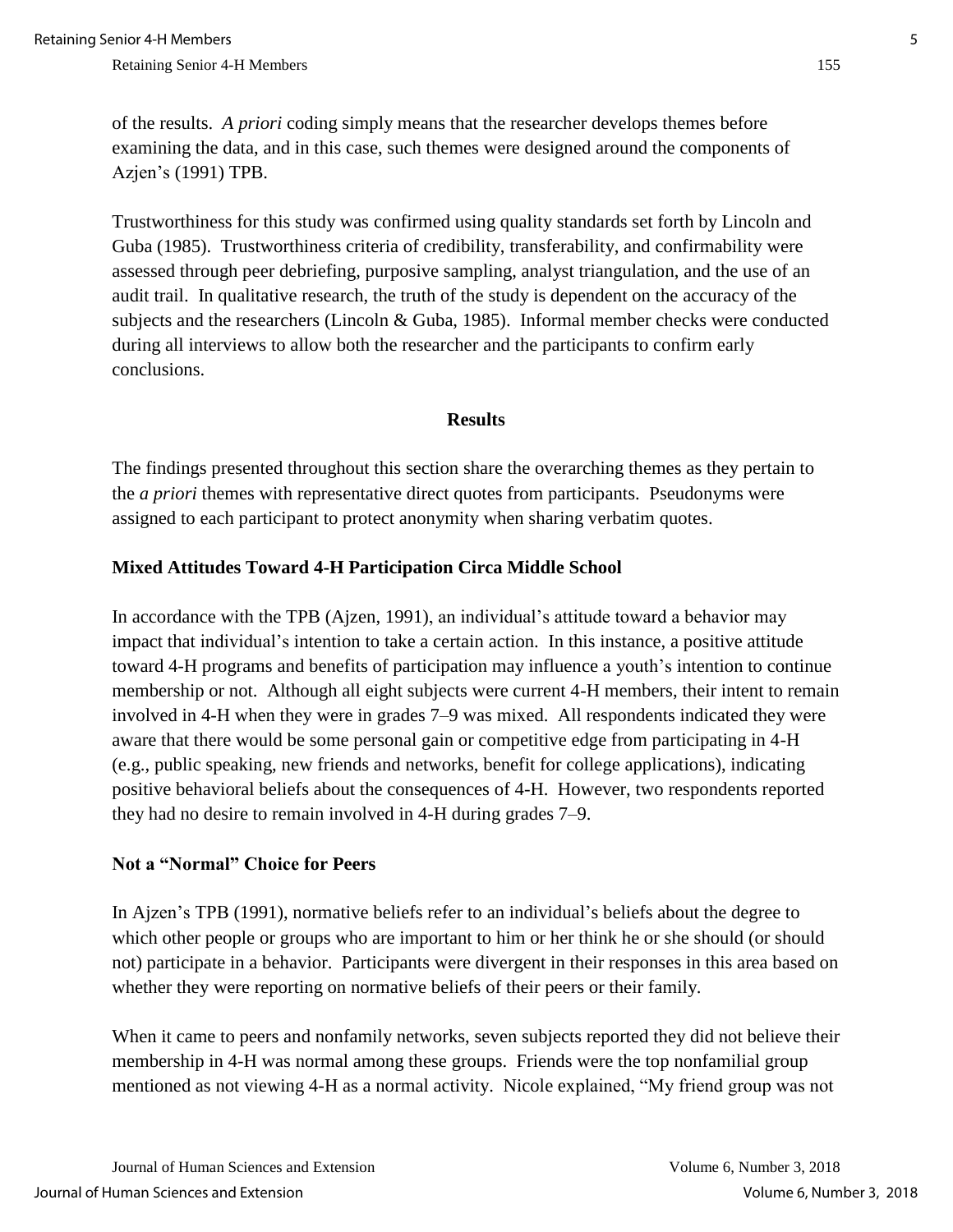of the results. *A priori* coding simply means that the researcher develops themes before examining the data, and in this case, such themes were designed around the components of Azjen's (1991) TPB.

Trustworthiness for this study was confirmed using quality standards set forth by Lincoln and Guba (1985). Trustworthiness criteria of credibility, transferability, and confirmability were assessed through peer debriefing, purposive sampling, analyst triangulation, and the use of an audit trail. In qualitative research, the truth of the study is dependent on the accuracy of the subjects and the researchers (Lincoln & Guba, 1985). Informal member checks were conducted during all interviews to allow both the researcher and the participants to confirm early conclusions.

## Results

The findings presented throughout this section share the overarching themes as they pertain to the *a priori* themes with representative direct quotes from participants. Pseudonyms were assigned to each participant to protect anonymity when sharing verbatim quotes.

### Mixed Attitudes Toward 4-H Participation Circa Middle School

In accordance with the TPB (Ajzen, 1991), an individual's attitude toward a behavior may impact that individual's intention to take a certain action. In this instance, a positive attitude toward 4-H programs and benefits of participation may influence a youth's intention to continue membership or not. Although all eight subjects were current 4-H members, their intent to remain involved in 4-H when they were in grades 7–9 was mixed. All respondents indicated they were aware that there would be some personal gain or competitive edge from participating in 4-H (e.g., public speaking, new friends and networks, benefit for college applications), indicating positive behavioral beliefs about the consequences of 4-H. However, two respondents reported they had no desire to remain involved in 4-H during grades 7–9.

### Not a "Normal" Choice for Peers

In Ajzen's TPB (1991), normative beliefs refer to an individual's beliefs about the degree to which other people or groups who are important to him or her think he or she should (or should not) participate in a behavior. Participants were divergent in their responses in this area based on whether they were reporting on normative beliefs of their peers or their family.

When it came to peers and nonfamily networks, seven subjects reported they did not believe their membership in 4-H was normal among these groups. Friends were the top nonfamilial group mentioned as not viewing 4-H as a normal activity. Nicole explained, "My friend group was not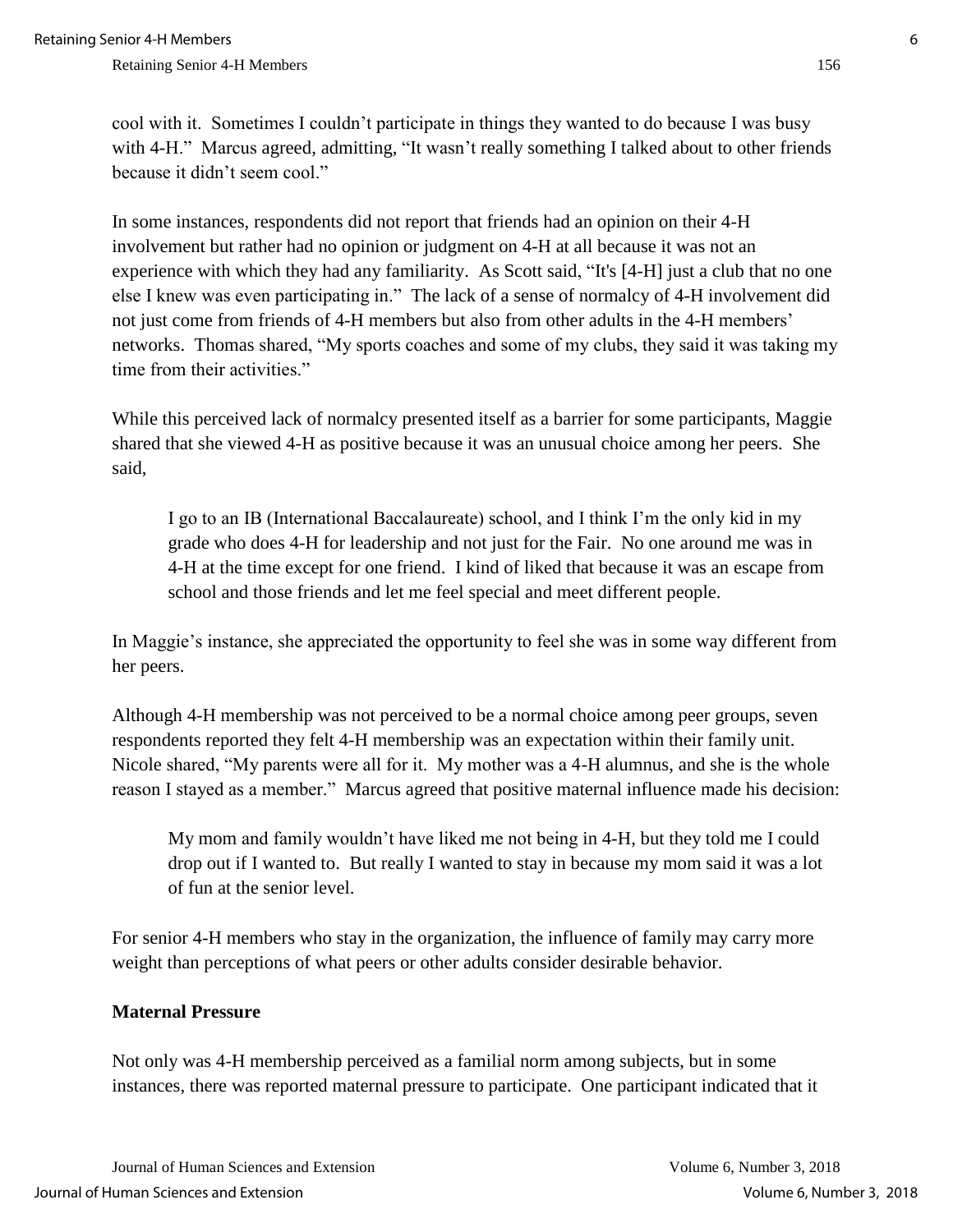cool with it. Sometimes I couldn't participate in things they wanted to do because I was busy with 4-H." Marcus agreed, admitting, "It wasn't really something I talked about to other friends because it didn't seem cool."

In some instances, respondents did not report that friends had an opinion on their 4-H involvement but rather had no opinion or judgment on 4-H at all because it was not an experience with which they had any familiarity. As Scott said, "It's [4-H] just a club that no one else I knew was even participating in." The lack of a sense of normalcy of 4-H involvement did not just come from friends of 4-H members but also from other adults in the 4-H members' networks. Thomas shared, "My sports coaches and some of my clubs, they said it was taking my time from their activities."

While this perceived lack of normalcy presented itself as a barrier for some participants, Maggie shared that she viewed 4-H as positive because it was an unusual choice among her peers. She said,

> I go to an IB (International Baccalaureate) school, and I think I'm the only kid in my grade who does 4-H for leadership and not just for the Fair. No one around me was in 4-H at the time except for one friend. I kind of liked that because it was an escape from school and those friends and let me feel special and meet different people.

In Maggie's instance, she appreciated the opportunity to feel she was in some way different from her peers.

Although 4-H membership was not perceived to be a normal choice among peer groups, seven respondents reported they felt 4-H membership was an expectation within their family unit. Nicole shared, "My parents were all for it. My mother was a 4-H alumnus, and she is the whole reason I stayed as a member." Marcus agreed that positive maternal influence made his decision:

> My mom and family wouldn't have liked me not being in 4-H, but they told me I could drop out if I wanted to. But really I wanted to stay in because my mom said it was a lot of fun at the senior level.

For senior 4-H members who stay in the organization, the influence of family may carry more weight than perceptions of what peers or other adults consider desirable behavior.

**Maternal Pressure**

Not only was 4-H membership perceived as a familial norm among subjects, but in some instances, there was reported maternal pressure to participate. One participant indicated that it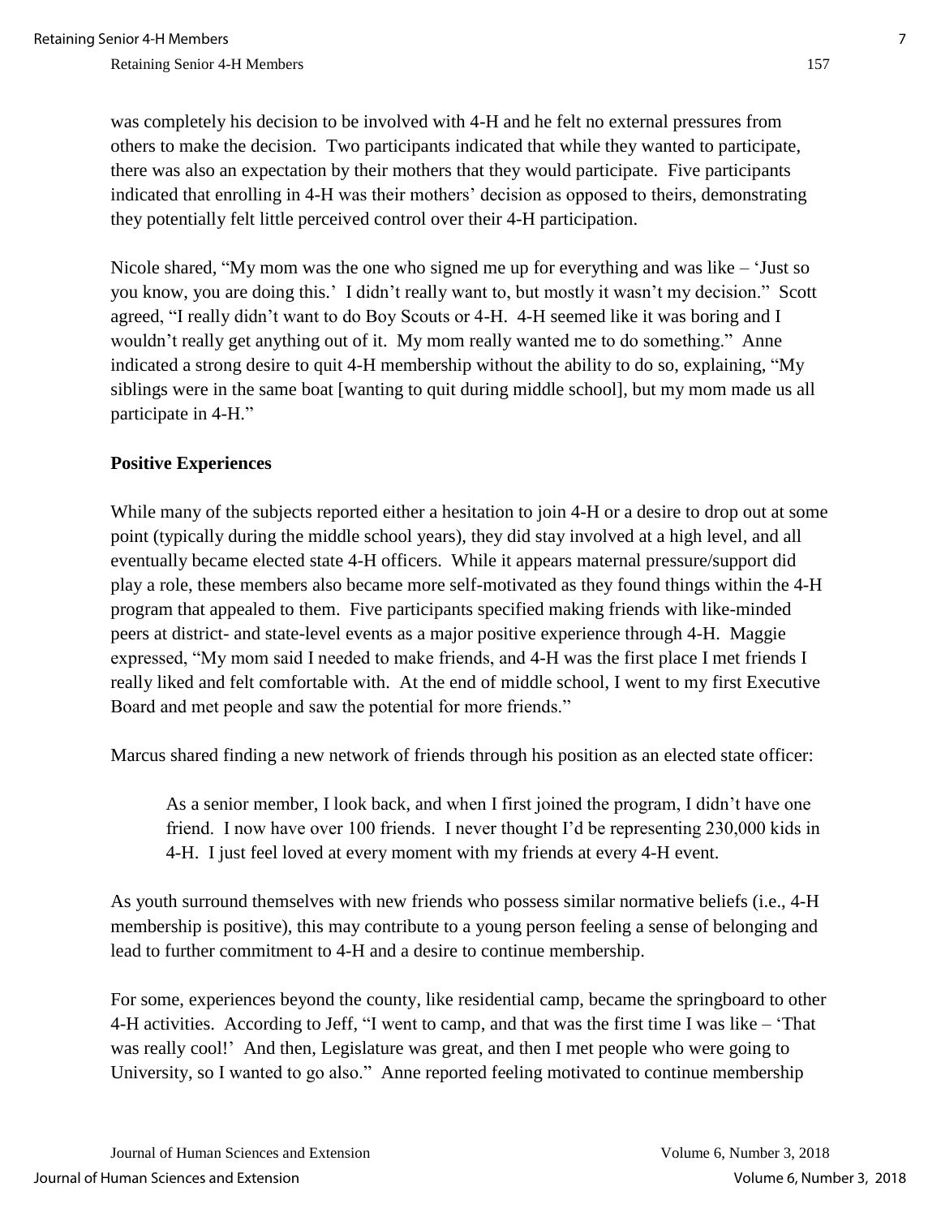was completely his decision to be involved with 4-H and he felt no external pressures from others to make the decision. Two participants indicated that while they wanted to participate, there was also an expectation by their mothers that they would participate. Five participants indicated that enrolling in 4-H was their mothers' decision as opposed to theirs, demonstrating they potentially felt little perceived control over their 4-H participation.

Nicole shared, "My mom was the one who signed me up for everything and was like – 'Just so you know, you are doing this.' I didn't really want to, but mostly it wasn't my decision." Scott agreed, "I really didn't want to do Boy Scouts or 4-H. 4-H seemed like it was boring and I wouldn't really get anything out of it. My mom really wanted me to do something." Anne indicated a strong desire to quit 4-H membership without the ability to do so, explaining, "My siblings were in the same boat [wanting to quit during middle school], but my mom made us all participate in 4-H."

### Positive Experiences

While many of the subjects reported either a hesitation to join 4-H or a desire to drop out at some point (typically during the middle school years), they did stay involved at a high level, and all eventually became elected state 4-H officers. While it appears maternal pressure/support did play a role, these members also became more self-motivated as they found things within the 4-H program that appealed to them. Five participants specified making friends with like-minded peers at district- and state-level events as a major positive experience through 4-H. Maggie expressed, "My mom said I needed to make friends, and 4-H was the first place I met friends I really liked and felt comfortable with. At the end of middle school, I went to my first Executive Board and met people and saw the potential for more friends."

Marcus shared finding a new network of friends through his position as an elected state officer:

> As a senior member, I look back, and when I first joined the program, I didn't have one friend. I now have over 100 friends. I never thought I'd be representing 230,000 kids in 4-H. I just feel loved at every moment with my friends at every 4-H event.

As youth surround themselves with new friends who possess similar normative beliefs (i.e., 4-H membership is positive), this may contribute to a young person feeling a sense of belonging and lead to further commitment to 4-H and a desire to continue membership.

For some, experiences beyond the county, like residential camp, became the springboard to other 4-H activities. According to Jeff, "I went to camp, and that was the first time I was like – 'That was really cool!' And then, Legislature was great, and then I met people who were going to University, so I wanted to go also." Anne reported feeling motivated to continue membership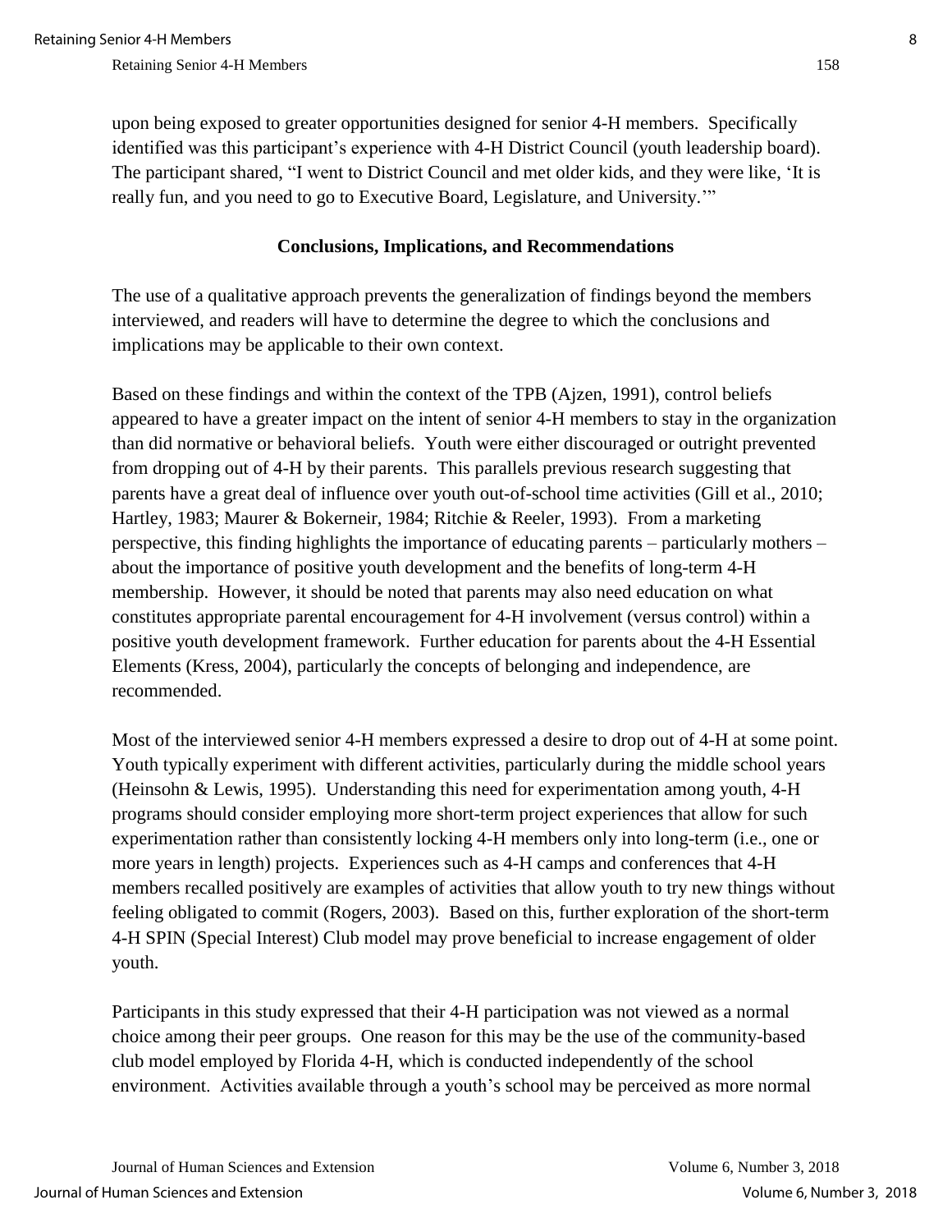upon being exposed to greater opportunities designed for senior 4-H members. Specifically identified was this participant's experience with 4-H District Council (youth leadership board). The participant shared, "I went to District Council and met older kids, and they were like, 'It is really fun, and you need to go to Executive Board, Legislature, and University.'"

## Conclusions, Implications, and Recommendations

The use of a qualitative approach prevents the generalization of findings beyond the members interviewed, and readers will have to determine the degree to which the conclusions and implications may be applicable to their own context.

Based on these findings and within the context of the TPB (Ajzen, 1991), control beliefs appeared to have a greater impact on the intent of senior 4-H members to stay in the organization than did normative or behavioral beliefs. Youth were either discouraged or outright prevented from dropping out of 4-H by their parents. This parallels previous research suggesting that parents have a great deal of influence over youth out-of-school time activities (Gill et al., 2010; Hartley, 1983; Maurer & Bokerneir, 1984; Ritchie & Reeler, 1993). From a marketing perspective, this finding highlights the importance of educating parents – particularly mothers – about the importance of positive youth development and the benefits of long-term 4-H membership. However, it should be noted that parents may also need education on what constitutes appropriate parental encouragement for 4-H involvement (versus control) within a positive youth development framework. Further education for parents about the 4-H Essential Elements (Kress, 2004), particularly the concepts of belonging and independence, are recommended.

Most of the interviewed senior 4-H members expressed a desire to drop out of 4-H at some point. Youth typically experiment with different activities, particularly during the middle school years (Heinsohn & Lewis, 1995). Understanding this need for experimentation among youth, 4-H programs should consider employing more short-term project experiences that allow for such experimentation rather than consistently locking 4-H members only into long-term (i.e., one or more years in length) projects. Experiences such as 4-H camps and conferences that 4-H members recalled positively are examples of activities that allow youth to try new things without feeling obligated to commit (Rogers, 2003). Based on this, further exploration of the short-term 4-H SPIN (Special Interest) Club model may prove beneficial to increase engagement of older youth.

Participants in this study expressed that their 4-H participation was not viewed as a normal choice among their peer groups. One reason for this may be the use of the community-based club model employed by Florida 4-H, which is conducted independently of the school environment. Activities available through a youth's school may be perceived as more normal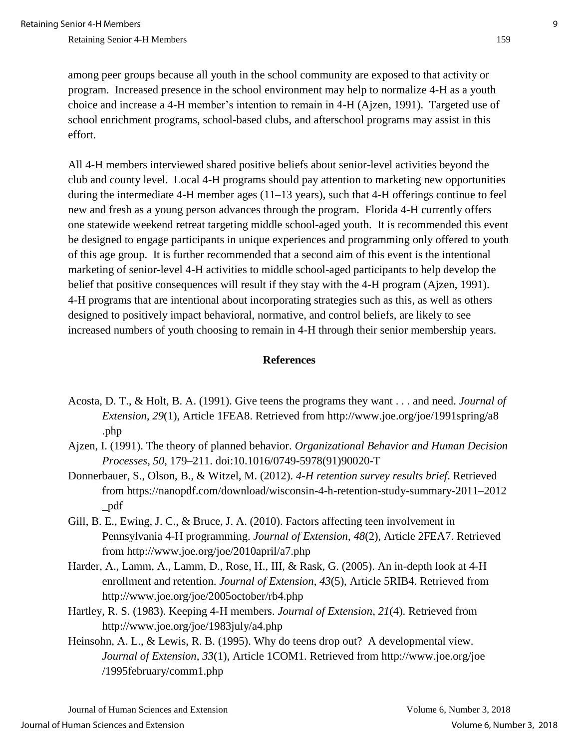among peer groups because all youth in the school community are exposed to that activity or program. Increased presence in the school environment may help to normalize 4-H as a youth choice and increase a 4-H member's intention to remain in 4-H (Ajzen, 1991). Targeted use of school enrichment programs, school-based clubs, and afterschool programs may assist in this effort.

All 4-H members interviewed shared positive beliefs about senior-level activities beyond the club and county level. Local 4-H programs should pay attention to marketing new opportunities during the intermediate 4-H member ages (11–13 years), such that 4-H offerings continue to feel new and fresh as a young person advances through the program. Florida 4-H currently offers one statewide weekend retreat targeting middle school-aged youth. It is recommended this event be designed to engage participants in unique experiences and programming only offered to youth of this age group. It is further recommended that a second aim of this event is the intentional marketing of senior-level 4-H activities to middle school-aged participants to help develop the belief that positive consequences will result if they stay with the 4-H program (Ajzen, 1991). 4-H programs that are intentional about incorporating strategies such as this, as well as others designed to positively impact behavioral, normative, and control beliefs, are likely to see increased numbers of youth choosing to remain in 4-H through their senior membership years.

## References

Acosta, D. T., & Holt, B. A. (1991). Give teens the programs they want . . . and need. *Journal of Extension*, *29*(1), Article 1FEA8. Retrieved from http://www.joe.org/joe/1991spring/a8.php

Ajzen, I. (1991). The theory of planned behavior. *Organizational Behavior and Human Decision Processes, 50*, 179–211. doi:10.1016/0749-5978(91)90020-T

Donnerbauer, S., Olson, B., & Witzel, M. (2012). *4-H retention survey results brief*. Retrieved from https://nanopdf.com/download/wisconsin-4-h-retention-study-summary-2011–2012_pdf

Gill, B. E., Ewing, J. C., & Bruce, J. A. (2010). Factors affecting teen involvement in Pennsylvania 4-H programming. *Journal of Extension*, *48*(2), Article 2FEA7. Retrieved from http://www.joe.org/joe/2010april/a7.php

Harder, A., Lamm, A., Lamm, D., Rose, H., III, & Rask, G. (2005). An in-depth look at 4-H enrollment and retention. *Journal of Extension*, *43*(5), Article 5RIB4. Retrieved from http://www.joe.org/joe/2005october/rb4.php

Hartley, R. S. (1983). Keeping 4-H members. *Journal of Extension*, *21*(4). Retrieved from http://www.joe.org/joe/1983july/a4.php

Heinsohn, A. L., & Lewis, R. B. (1995). Why do teens drop out? A developmental view. *Journal of Extension*, *33*(1), Article 1COM1. Retrieved from http://www.joe.org/joe/1995february/comm1.php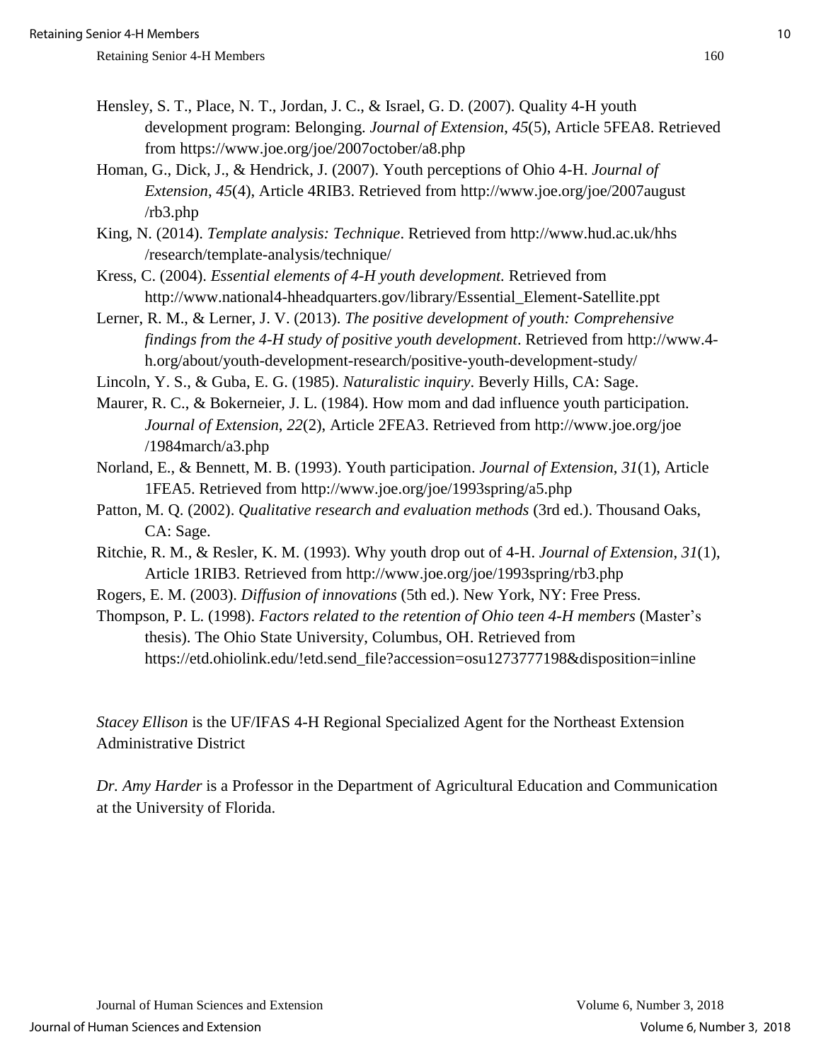Hensley, S. T., Place, N. T., Jordan, J. C., & Israel, G. D. (2007). Quality 4-H youth development program: Belonging. *Journal of Extension*, *45*(5), Article 5FEA8. Retrieved from https://www.joe.org/joe/2007october/a8.php

Homan, G., Dick, J., & Hendrick, J. (2007). Youth perceptions of Ohio 4-H. *Journal of Extension*, *45*(4), Article 4RIB3. Retrieved from http://www.joe.org/joe/2007august/rb3.php

King, N. (2014). *Template analysis: Technique*. Retrieved from http://www.hud.ac.uk/hhs/research/template-analysis/technique/

Kress, C. (2004). *Essential elements of 4-H youth development.* Retrieved from http://www.national4-hheadquarters.gov/library/Essential_Element-Satellite.ppt

Lerner, R. M., & Lerner, J. V. (2013). *The positive development of youth: Comprehensive findings from the 4-H study of positive youth development*. Retrieved from http://www.4-h.org/about/youth-development-research/positive-youth-development-study/

Lincoln, Y. S., & Guba, E. G. (1985). *Naturalistic inquiry*. Beverly Hills, CA: Sage.

Maurer, R. C., & Bokerneier, J. L. (1984). How mom and dad influence youth participation. *Journal of Extension*, *22*(2), Article 2FEA3. Retrieved from http://www.joe.org/joe/1984march/a3.php

Norland, E., & Bennett, M. B. (1993). Youth participation. *Journal of Extension*, *31*(1), Article 1FEA5. Retrieved from http://www.joe.org/joe/1993spring/a5.php

Patton, M. Q. (2002). *Qualitative research and evaluation methods* (3rd ed.). Thousand Oaks, CA: Sage.

Ritchie, R. M., & Resler, K. M. (1993). Why youth drop out of 4-H. *Journal of Extension*, *31*(1), Article 1RIB3. Retrieved from http://www.joe.org/joe/1993spring/rb3.php

Rogers, E. M. (2003). *Diffusion of innovations* (5th ed.). New York, NY: Free Press.

Thompson, P. L. (1998). *Factors related to the retention of Ohio teen 4-H members* (Master's thesis). The Ohio State University, Columbus, OH. Retrieved from https://etd.ohiolink.edu/!etd.send_file?accession=osu1273777198&disposition=inline

*Stacey Ellison* is the UF/IFAS 4-H Regional Specialized Agent for the Northeast Extension Administrative District

*Dr. Amy Harder* is a Professor in the Department of Agricultural Education and Communication at the University of Florida.